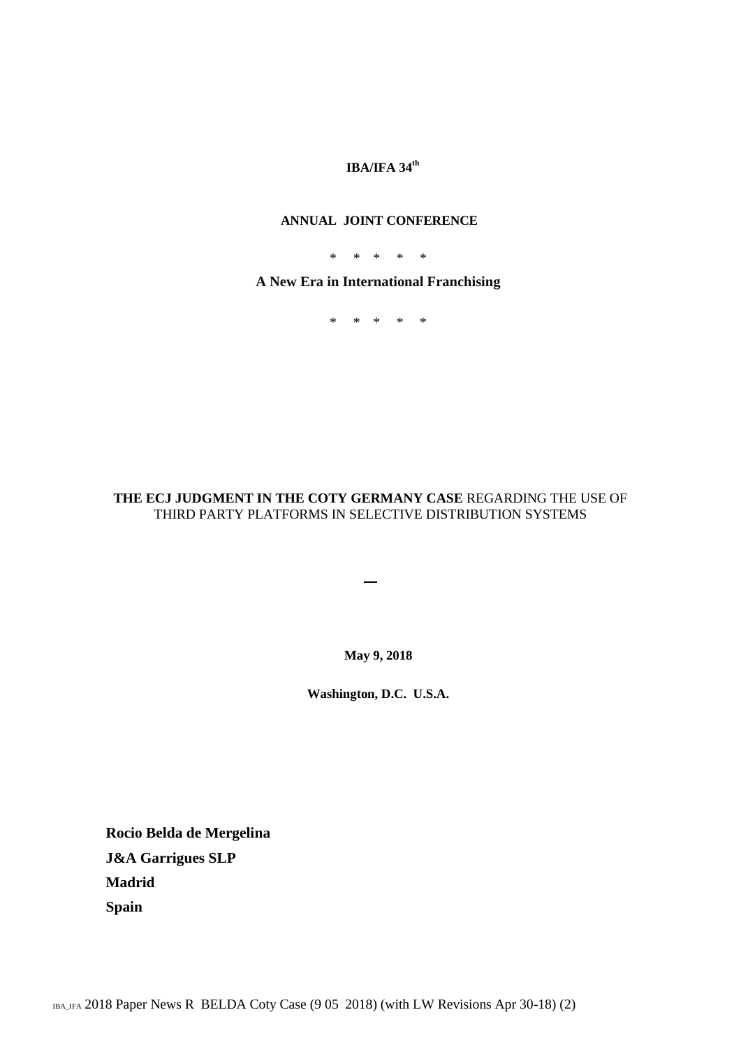**IBA/IFA 34th**

**ANNUAL JOINT CONFERENCE**

\*    \*    \*    \*    \*

**A New Era in International Franchising**

\*    \*    \*    \*    \*

**THE ECJ JUDGMENT IN THE COTY GERMANY CASE** REGARDING THE USE OF THIRD PARTY PLATFORMS IN SELECTIVE DISTRIBUTION SYSTEMS

—

**May 9, 2018**

**Washington, D.C. U.S.A.**

**Rocio Belda de Mergelina**

**J&A Garrigues SLP**

**Madrid**

**Spain**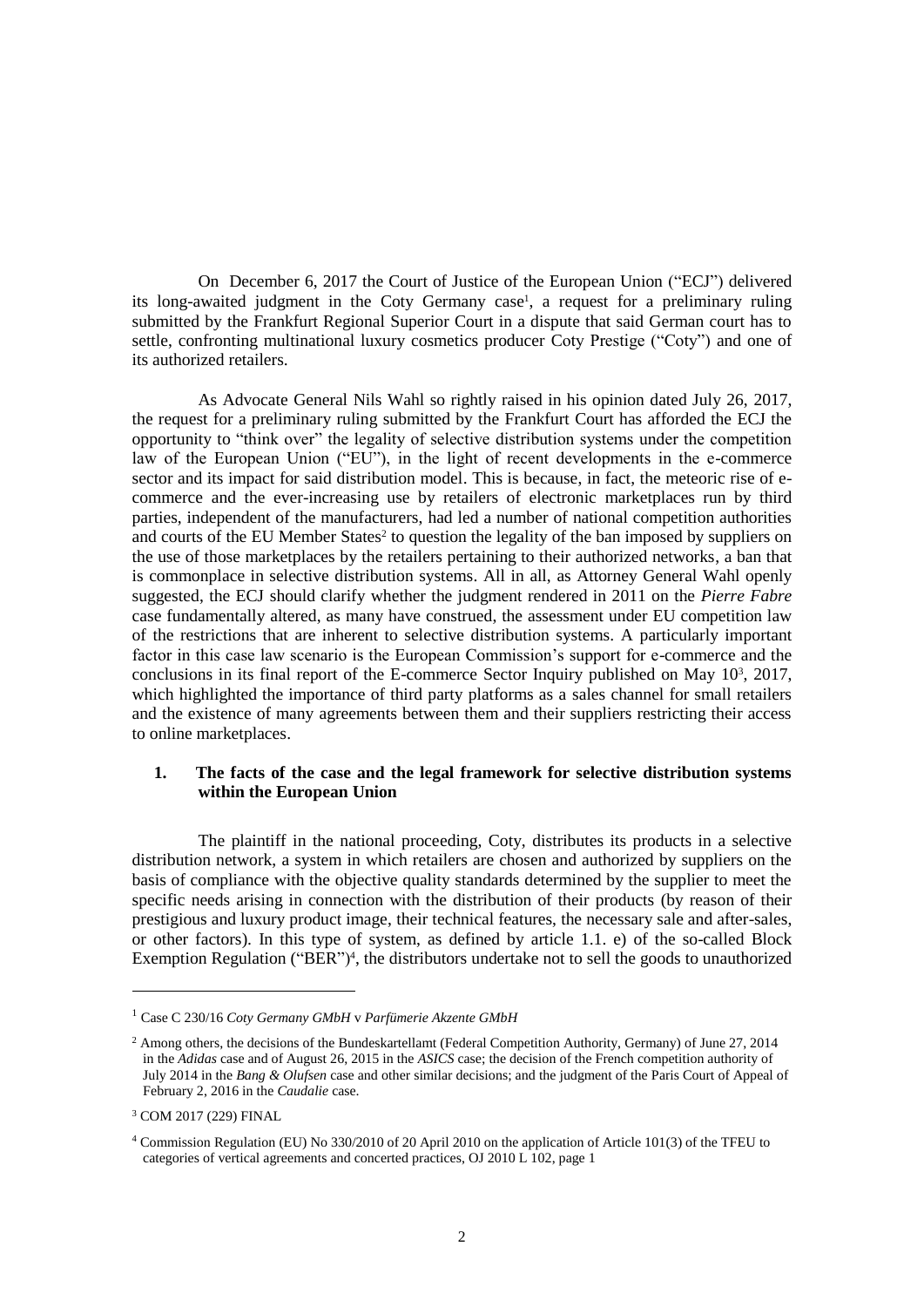On December 6, 2017 the Court of Justice of the European Union ("ECJ") delivered its long-awaited judgment in the Coty Germany case[1], a request for a preliminary ruling submitted by the Frankfurt Regional Superior Court in a dispute that said German court has to settle, confronting multinational luxury cosmetics producer Coty Prestige ("Coty") and one of its authorized retailers.

As Advocate General Nils Wahl so rightly raised in his opinion dated July 26, 2017, the request for a preliminary ruling submitted by the Frankfurt Court has afforded the ECJ the opportunity to "think over" the legality of selective distribution systems under the competition law of the European Union ("EU"), in the light of recent developments in the e-commerce sector and its impact for said distribution model. This is because, in fact, the meteoric rise of e-commerce and the ever-increasing use by retailers of electronic marketplaces run by third parties, independent of the manufacturers, had led a number of national competition authorities and courts of the EU Member States[2] to question the legality of the ban imposed by suppliers on the use of those marketplaces by the retailers pertaining to their authorized networks, a ban that is commonplace in selective distribution systems. All in all, as Attorney General Wahl openly suggested, the ECJ should clarify whether the judgment rendered in 2011 on the *Pierre Fabre* case fundamentally altered, as many have construed, the assessment under EU competition law of the restrictions that are inherent to selective distribution systems. A particularly important factor in this case law scenario is the European Commission's support for e-commerce and the conclusions in its final report of the E-commerce Sector Inquiry published on May 10[3], 2017, which highlighted the importance of third party platforms as a sales channel for small retailers and the existence of many agreements between them and their suppliers restricting their access to online marketplaces.

## 1. The facts of the case and the legal framework for selective distribution systems within the European Union

The plaintiff in the national proceeding, Coty, distributes its products in a selective distribution network, a system in which retailers are chosen and authorized by suppliers on the basis of compliance with the objective quality standards determined by the supplier to meet the specific needs arising in connection with the distribution of their products (by reason of their prestigious and luxury product image, their technical features, the necessary sale and after-sales, or other factors). In this type of system, as defined by article 1.1. e) of the so-called Block Exemption Regulation ("BER")[4], the distributors undertake not to sell the goods to unauthorized

---

[1] Case C 230/16 *Coty Germany GmbH* v *Parfümerie Akzente GmbH*

[2] Among others, the decisions of the Bundeskartellamt (Federal Competition Authority, Germany) of June 27, 2014 in the *Adidas* case and of August 26, 2015 in the *ASICS* case; the decision of the French competition authority of July 2014 in the *Bang & Olufsen* case and other similar decisions; and the judgment of the Paris Court of Appeal of February 2, 2016 in the *Caudalie* case.

[3] COM 2017 (229) FINAL

[4] Commission Regulation (EU) No 330/2010 of 20 April 2010 on the application of Article 101(3) of the TFEU to categories of vertical agreements and concerted practices, OJ 2010 L 102, page 1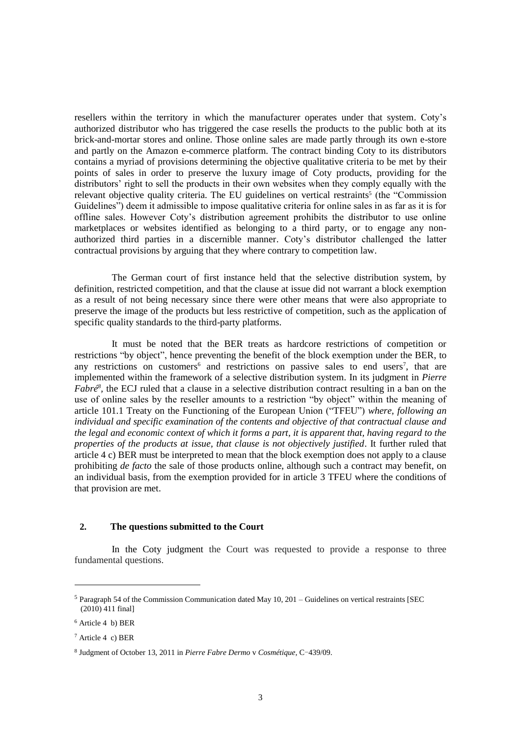resellers within the territory in which the manufacturer operates under that system. Coty's authorized distributor who has triggered the case resells the products to the public both at its brick-and-mortar stores and online. Those online sales are made partly through its own e-store and partly on the Amazon e-commerce platform. The contract binding Coty to its distributors contains a myriad of provisions determining the objective qualitative criteria to be met by their points of sales in order to preserve the luxury image of Coty products, providing for the distributors' right to sell the products in their own websites when they comply equally with the relevant objective quality criteria. The EU guidelines on vertical restraints[5] (the "Commission Guidelines") deem it admissible to impose qualitative criteria for online sales in as far as it is for offline sales. However Coty's distribution agreement prohibits the distributor to use online marketplaces or websites identified as belonging to a third party, or to engage any non-authorized third parties in a discernible manner. Coty's distributor challenged the latter contractual provisions by arguing that they where contrary to competition law.

The German court of first instance held that the selective distribution system, by definition, restricted competition, and that the clause at issue did not warrant a block exemption as a result of not being necessary since there were other means that were also appropriate to preserve the image of the products but less restrictive of competition, such as the application of specific quality standards to the third-party platforms.

It must be noted that the BER treats as hardcore restrictions of competition or restrictions "by object", hence preventing the benefit of the block exemption under the BER, to any restrictions on customers[6] and restrictions on passive sales to end users[7], that are implemented within the framework of a selective distribution system. In its judgment in *Pierre Fabré*[8], the ECJ ruled that a clause in a selective distribution contract resulting in a ban on the use of online sales by the reseller amounts to a restriction "by object" within the meaning of article 101.1 Treaty on the Functioning of the European Union ("TFEU") *where, following an individual and specific examination of the contents and objective of that contractual clause and the legal and economic context of which it forms a part, it is apparent that, having regard to the properties of the products at issue, that clause is not objectively justified*. It further ruled that article 4 c) BER must be interpreted to mean that the block exemption does not apply to a clause prohibiting *de facto* the sale of those products online, although such a contract may benefit, on an individual basis, from the exemption provided for in article 3 TFEU where the conditions of that provision are met.

## 2. The questions submitted to the Court

In the Coty judgment the Court was requested to provide a response to three fundamental questions.

---

[5] Paragraph 54 of the Commission Communication dated May 10, 201 – Guidelines on vertical restraints [SEC (2010) 411 final]

[6] Article 4 b) BER

[7] Article 4 c) BER

[8] Judgment of October 13, 2011 in *Pierre Fabre Dermo* v *Cosmétique*, C‑439/09.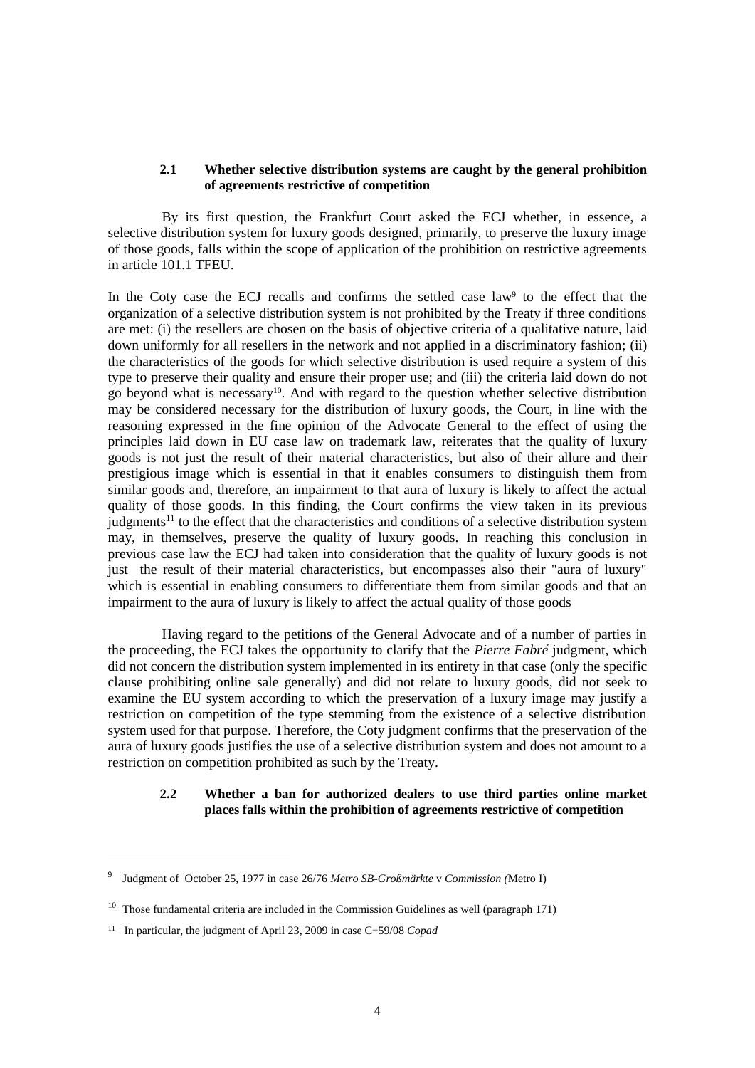### 2.1 Whether selective distribution systems are caught by the general prohibition of agreements restrictive of competition

By its first question, the Frankfurt Court asked the ECJ whether, in essence, a selective distribution system for luxury goods designed, primarily, to preserve the luxury image of those goods, falls within the scope of application of the prohibition on restrictive agreements in article 101.1 TFEU.

In the Coty case the ECJ recalls and confirms the settled case law[9] to the effect that the organization of a selective distribution system is not prohibited by the Treaty if three conditions are met: (i) the resellers are chosen on the basis of objective criteria of a qualitative nature, laid down uniformly for all resellers in the network and not applied in a discriminatory fashion; (ii) the characteristics of the goods for which selective distribution is used require a system of this type to preserve their quality and ensure their proper use; and (iii) the criteria laid down do not go beyond what is necessary[10]. And with regard to the question whether selective distribution may be considered necessary for the distribution of luxury goods, the Court, in line with the reasoning expressed in the fine opinion of the Advocate General to the effect of using the principles laid down in EU case law on trademark law, reiterates that the quality of luxury goods is not just the result of their material characteristics, but also of their allure and their prestigious image which is essential in that it enables consumers to distinguish them from similar goods and, therefore, an impairment to that aura of luxury is likely to affect the actual quality of those goods. In this finding, the Court confirms the view taken in its previous judgments[11] to the effect that the characteristics and conditions of a selective distribution system may, in themselves, preserve the quality of luxury goods. In reaching this conclusion in previous case law the ECJ had taken into consideration that the quality of luxury goods is not just the result of their material characteristics, but encompasses also their "aura of luxury" which is essential in enabling consumers to differentiate them from similar goods and that an impairment to the aura of luxury is likely to affect the actual quality of those goods

Having regard to the petitions of the General Advocate and of a number of parties in the proceeding, the ECJ takes the opportunity to clarify that the *Pierre Fabré* judgment, which did not concern the distribution system implemented in its entirety in that case (only the specific clause prohibiting online sale generally) and did not relate to luxury goods, did not seek to examine the EU system according to which the preservation of a luxury image may justify a restriction on competition of the type stemming from the existence of a selective distribution system used for that purpose. Therefore, the Coty judgment confirms that the preservation of the aura of luxury goods justifies the use of a selective distribution system and does not amount to a restriction on competition prohibited as such by the Treaty.

### 2.2 Whether a ban for authorized dealers to use third parties online market places falls within the prohibition of agreements restrictive of competition

---

[9] Judgment of October 25, 1977 in case 26/76 *Metro SB-Großmärkte* v *Commission (*Metro I)

[10] Those fundamental criteria are included in the Commission Guidelines as well (paragraph 171)

[11] In particular, the judgment of April 23, 2009 in case C‑59/08 *Copad*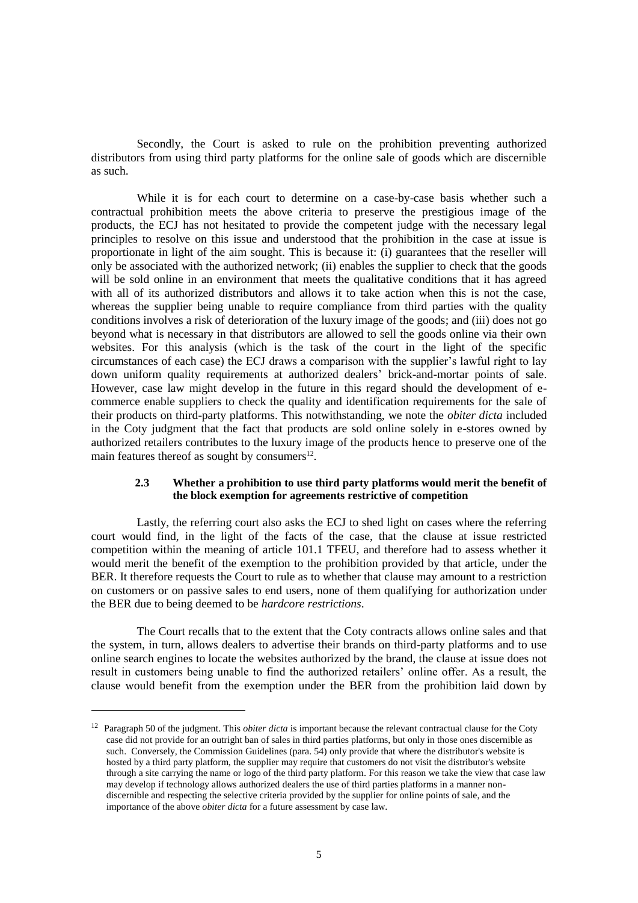Secondly, the Court is asked to rule on the prohibition preventing authorized distributors from using third party platforms for the online sale of goods which are discernible as such.

While it is for each court to determine on a case-by-case basis whether such a contractual prohibition meets the above criteria to preserve the prestigious image of the products, the ECJ has not hesitated to provide the competent judge with the necessary legal principles to resolve on this issue and understood that the prohibition in the case at issue is proportionate in light of the aim sought. This is because it: (i) guarantees that the reseller will only be associated with the authorized network; (ii) enables the supplier to check that the goods will be sold online in an environment that meets the qualitative conditions that it has agreed with all of its authorized distributors and allows it to take action when this is not the case, whereas the supplier being unable to require compliance from third parties with the quality conditions involves a risk of deterioration of the luxury image of the goods; and (iii) does not go beyond what is necessary in that distributors are allowed to sell the goods online via their own websites. For this analysis (which is the task of the court in the light of the specific circumstances of each case) the ECJ draws a comparison with the supplier's lawful right to lay down uniform quality requirements at authorized dealers' brick-and-mortar points of sale. However, case law might develop in the future in this regard should the development of e-commerce enable suppliers to check the quality and identification requirements for the sale of their products on third-party platforms. This notwithstanding, we note the *obiter dicta* included in the Coty judgment that the fact that products are sold online solely in e-stores owned by authorized retailers contributes to the luxury image of the products hence to preserve one of the main features thereof as sought by consumers[12].

### 2.3 Whether a prohibition to use third party platforms would merit the benefit of the block exemption for agreements restrictive of competition

Lastly, the referring court also asks the ECJ to shed light on cases where the referring court would find, in the light of the facts of the case, that the clause at issue restricted competition within the meaning of article 101.1 TFEU, and therefore had to assess whether it would merit the benefit of the exemption to the prohibition provided by that article, under the BER. It therefore requests the Court to rule as to whether that clause may amount to a restriction on customers or on passive sales to end users, none of them qualifying for authorization under the BER due to being deemed to be *hardcore restrictions*.

The Court recalls that to the extent that the Coty contracts allows online sales and that the system, in turn, allows dealers to advertise their brands on third-party platforms and to use online search engines to locate the websites authorized by the brand, the clause at issue does not result in customers being unable to find the authorized retailers' online offer. As a result, the clause would benefit from the exemption under the BER from the prohibition laid down by

---

[12] Paragraph 50 of the judgment. This *obiter dicta* is important because the relevant contractual clause for the Coty case did not provide for an outright ban of sales in third parties platforms, but only in those ones discernible as such. Conversely, the Commission Guidelines (para. 54) only provide that where the distributor's website is hosted by a third party platform, the supplier may require that customers do not visit the distributor's website through a site carrying the name or logo of the third party platform. For this reason we take the view that case law may develop if technology allows authorized dealers the use of third parties platforms in a manner non-discernible and respecting the selective criteria provided by the supplier for online points of sale, and the importance of the above *obiter dicta* for a future assessment by case law.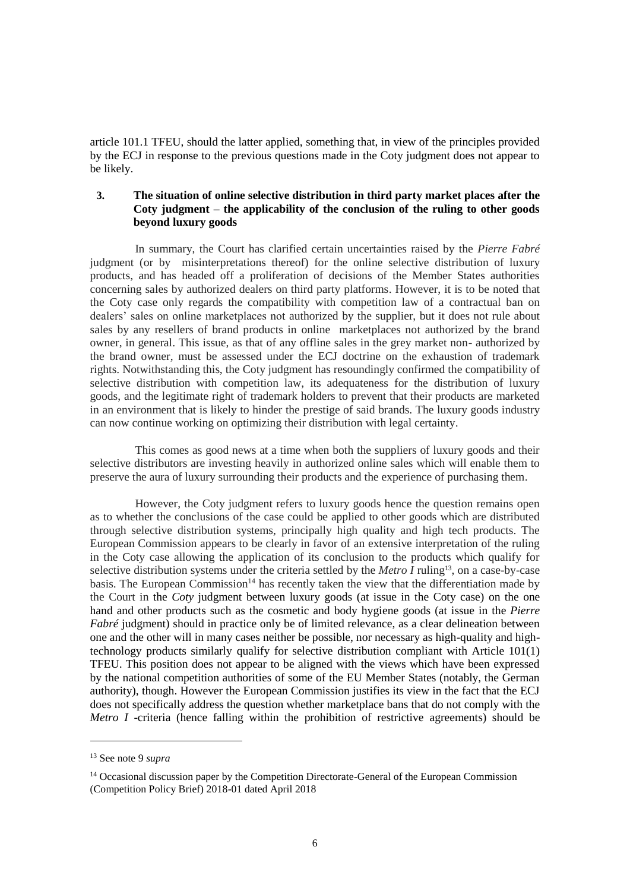article 101.1 TFEU, should the latter applied, something that, in view of the principles provided by the ECJ in response to the previous questions made in the Coty judgment does not appear to be likely.

### 3. The situation of online selective distribution in third party market places after the Coty judgment – the applicability of the conclusion of the ruling to other goods beyond luxury goods

In summary, the Court has clarified certain uncertainties raised by the *Pierre Fabré* judgment (or by misinterpretations thereof) for the online selective distribution of luxury products, and has headed off a proliferation of decisions of the Member States authorities concerning sales by authorized dealers on third party platforms. However, it is to be noted that the Coty case only regards the compatibility with competition law of a contractual ban on dealers' sales on online marketplaces not authorized by the supplier, but it does not rule about sales by any resellers of brand products in online marketplaces not authorized by the brand owner, in general. This issue, as that of any offline sales in the grey market non- authorized by the brand owner, must be assessed under the ECJ doctrine on the exhaustion of trademark rights. Notwithstanding this, the Coty judgment has resoundingly confirmed the compatibility of selective distribution with competition law, its adequateness for the distribution of luxury goods, and the legitimate right of trademark holders to prevent that their products are marketed in an environment that is likely to hinder the prestige of said brands. The luxury goods industry can now continue working on optimizing their distribution with legal certainty.

This comes as good news at a time when both the suppliers of luxury goods and their selective distributors are investing heavily in authorized online sales which will enable them to preserve the aura of luxury surrounding their products and the experience of purchasing them.

However, the Coty judgment refers to luxury goods hence the question remains open as to whether the conclusions of the case could be applied to other goods which are distributed through selective distribution systems, principally high quality and high tech products. The European Commission appears to be clearly in favor of an extensive interpretation of the ruling in the Coty case allowing the application of its conclusion to the products which qualify for selective distribution systems under the criteria settled by the *Metro I* ruling[13], on a case-by-case basis. The European Commission[14] has recently taken the view that the differentiation made by the Court in the *Coty* judgment between luxury goods (at issue in the Coty case) on the one hand and other products such as the cosmetic and body hygiene goods (at issue in the *Pierre Fabré* judgment) should in practice only be of limited relevance, as a clear delineation between one and the other will in many cases neither be possible, nor necessary as high-quality and high-technology products similarly qualify for selective distribution compliant with Article 101(1) TFEU. This position does not appear to be aligned with the views which have been expressed by the national competition authorities of some of the EU Member States (notably, the German authority), though. However the European Commission justifies its view in the fact that the ECJ does not specifically address the question whether marketplace bans that do not comply with the *Metro I* -criteria (hence falling within the prohibition of restrictive agreements) should be

---

[13] See note 9 *supra*

[14] Occasional discussion paper by the Competition Directorate-General of the European Commission (Competition Policy Brief) 2018-01 dated April 2018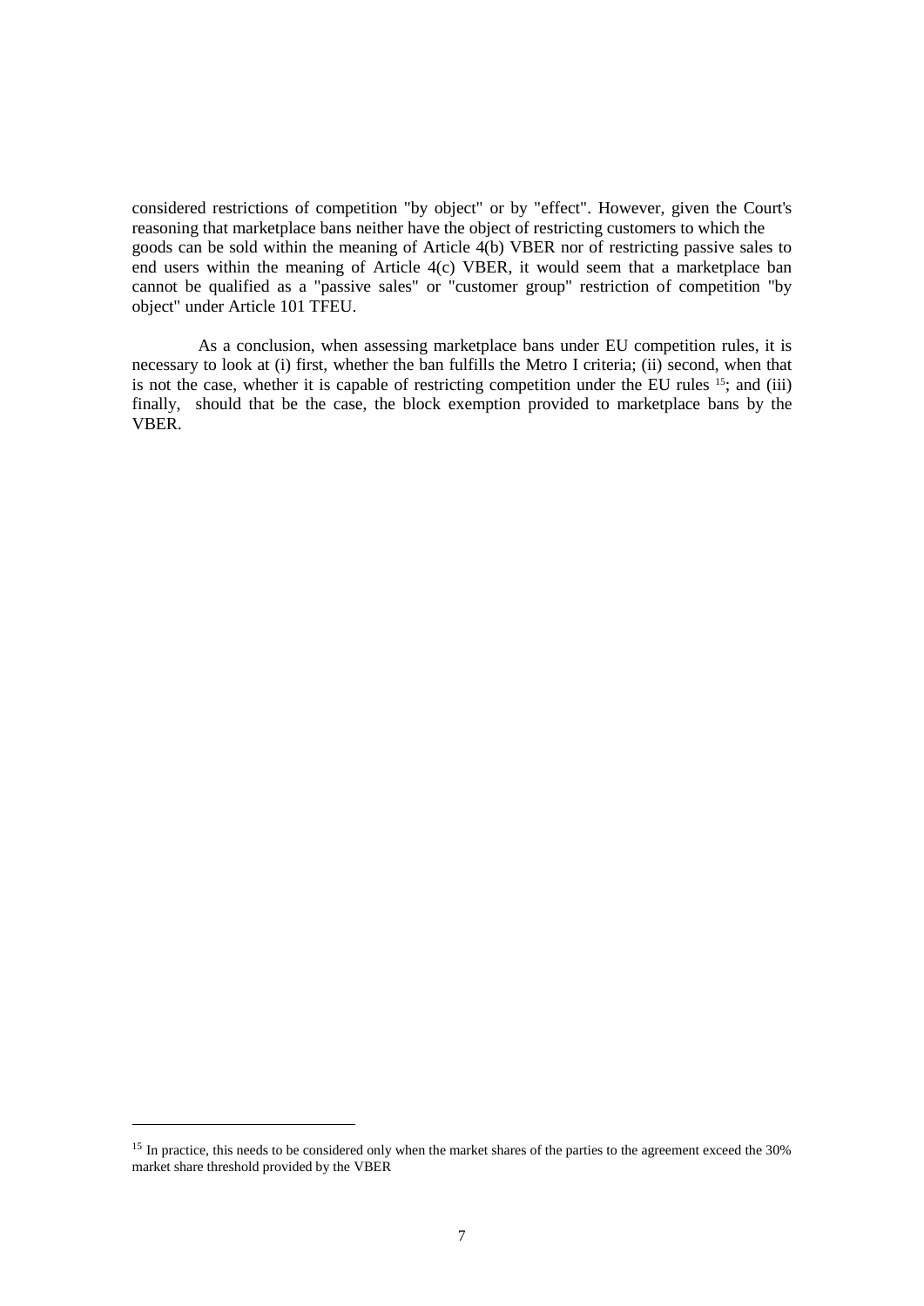considered restrictions of competition "by object" or by "effect". However, given the Court's reasoning that marketplace bans neither have the object of restricting customers to which the goods can be sold within the meaning of Article 4(b) VBER nor of restricting passive sales to end users within the meaning of Article 4(c) VBER, it would seem that a marketplace ban cannot be qualified as a "passive sales" or "customer group" restriction of competition "by object" under Article 101 TFEU.

As a conclusion, when assessing marketplace bans under EU competition rules, it is necessary to look at (i) first, whether the ban fulfills the Metro I criteria; (ii) second, when that is not the case, whether it is capable of restricting competition under the EU rules [15]; and (iii) finally, should that be the case, the block exemption provided to marketplace bans by the VBER.

---

[15] In practice, this needs to be considered only when the market shares of the parties to the agreement exceed the 30% market share threshold provided by the VBER